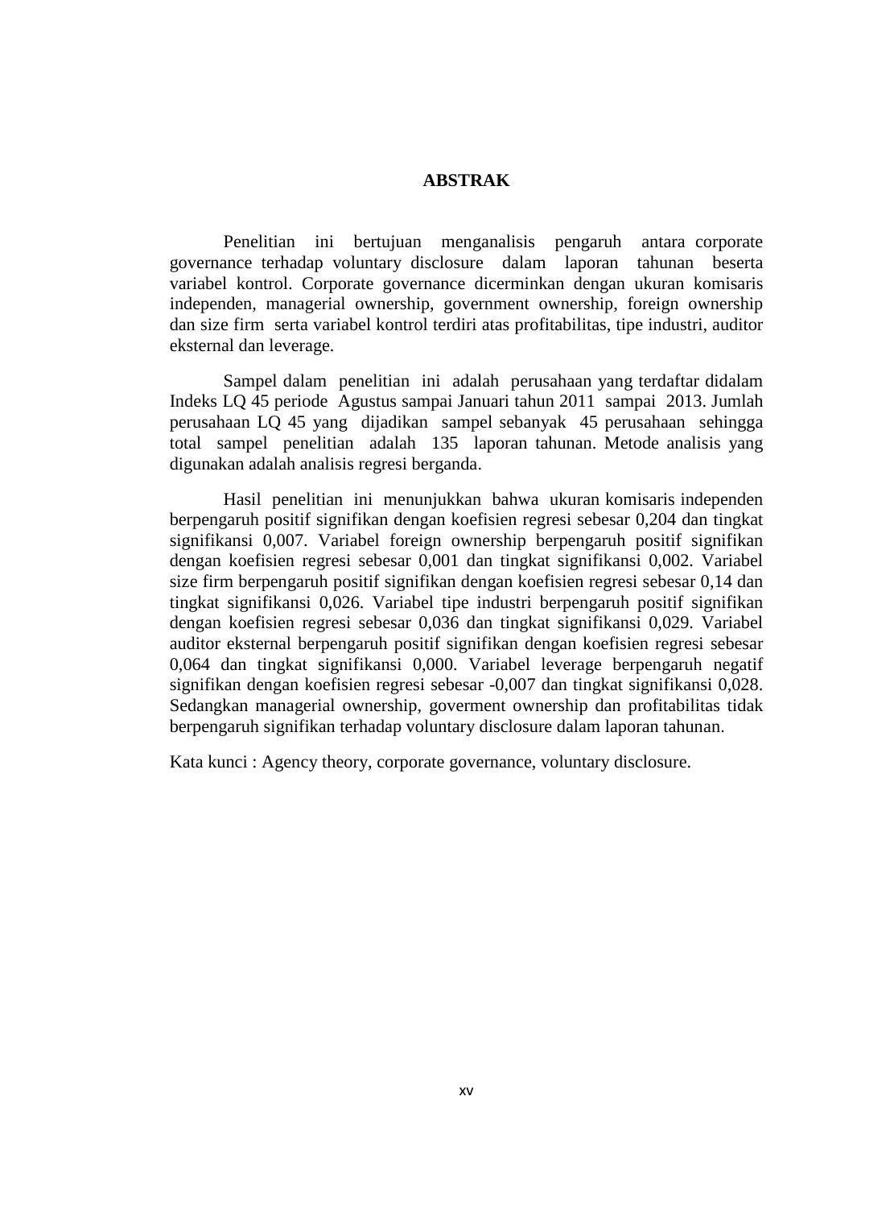# ABSTRAK

Penelitian ini bertujuan menganalisis pengaruh antara corporate governance terhadap voluntary disclosure dalam laporan tahunan beserta variabel kontrol. Corporate governance dicerminkan dengan ukuran komisaris independen, managerial ownership, government ownership, foreign ownership dan size firm serta variabel kontrol terdiri atas profitabilitas, tipe industri, auditor eksternal dan leverage.

Sampel dalam penelitian ini adalah perusahaan yang terdaftar didalam Indeks LQ 45 periode Agustus sampai Januari tahun 2011 sampai 2013. Jumlah perusahaan LQ 45 yang dijadikan sampel sebanyak 45 perusahaan sehingga total sampel penelitian adalah 135 laporan tahunan. Metode analisis yang digunakan adalah analisis regresi berganda.

Hasil penelitian ini menunjukkan bahwa ukuran komisaris independen berpengaruh positif signifikan dengan koefisien regresi sebesar 0,204 dan tingkat signifikansi 0,007. Variabel foreign ownership berpengaruh positif signifikan dengan koefisien regresi sebesar 0,001 dan tingkat signifikansi 0,002. Variabel size firm berpengaruh positif signifikan dengan koefisien regresi sebesar 0,14 dan tingkat signifikansi 0,026. Variabel tipe industri berpengaruh positif signifikan dengan koefisien regresi sebesar 0,036 dan tingkat signifikansi 0,029. Variabel auditor eksternal berpengaruh positif signifikan dengan koefisien regresi sebesar 0,064 dan tingkat signifikansi 0,000. Variabel leverage berpengaruh negatif signifikan dengan koefisien regresi sebesar -0,007 dan tingkat signifikansi 0,028. Sedangkan managerial ownership, goverment ownership dan profitabilitas tidak berpengaruh signifikan terhadap voluntary disclosure dalam laporan tahunan.

Kata kunci : Agency theory, corporate governance, voluntary disclosure.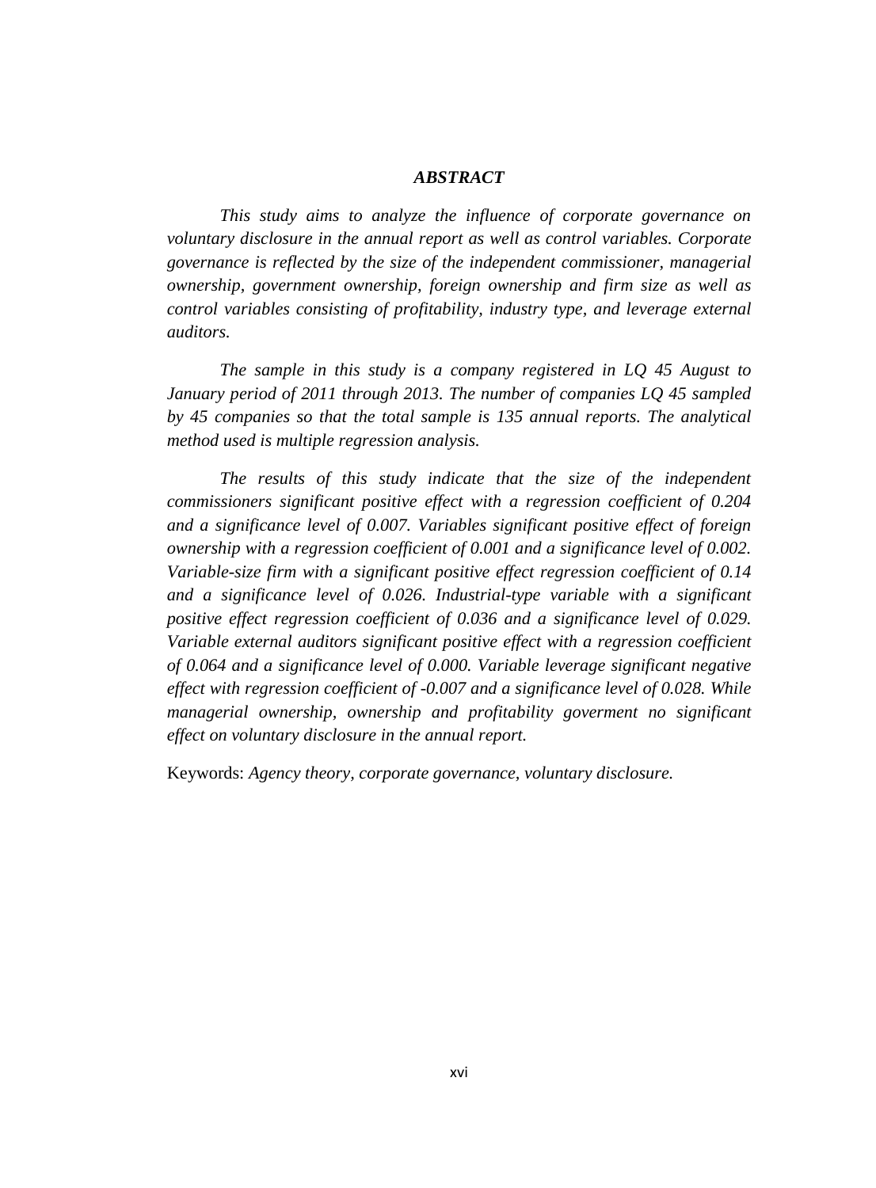### *ABSTRACT*

*This study aims to analyze the influence of corporate governance on voluntary disclosure in the annual report as well as control variables. Corporate governance is reflected by the size of the independent commissioner, managerial ownership, government ownership, foreign ownership and firm size as well as control variables consisting of profitability, industry type, and leverage external auditors.*

*The sample in this study is a company registered in LQ 45 August to January period of 2011 through 2013. The number of companies LQ 45 sampled by 45 companies so that the total sample is 135 annual reports. The analytical method used is multiple regression analysis.*

*The results of this study indicate that the size of the independent commissioners significant positive effect with a regression coefficient of 0.204 and a significance level of 0.007. Variables significant positive effect of foreign ownership with a regression coefficient of 0.001 and a significance level of 0.002. Variable-size firm with a significant positive effect regression coefficient of 0.14 and a significance level of 0.026. Industrial-type variable with a significant positive effect regression coefficient of 0.036 and a significance level of 0.029. Variable external auditors significant positive effect with a regression coefficient of 0.064 and a significance level of 0.000. Variable leverage significant negative effect with regression coefficient of -0.007 and a significance level of 0.028. While managerial ownership, ownership and profitability goverment no significant effect on voluntary disclosure in the annual report.*

Keywords: *Agency theory, corporate governance, voluntary disclosure.*